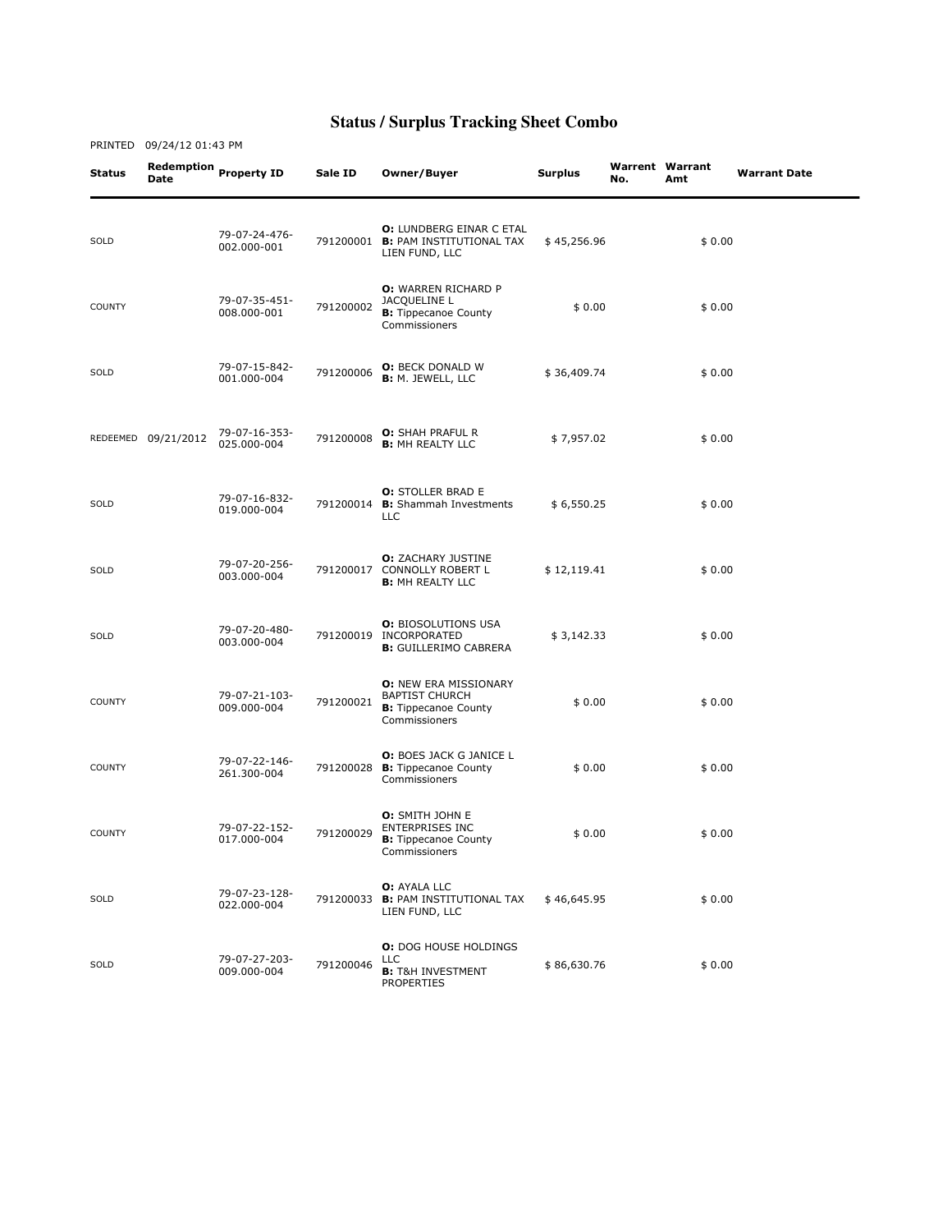# Status / Surplus Tracking Sheet Combo

PRINTED 09/24/12 01:43 PM

| Status | Redemption Date | Property ID | Sale ID | Owner/Buyer | Surplus | Warrent No. | Warrant Amt | Warrant Date |
|---|---|---|---|---|---|---|---|---|
| SOLD | | 79-07-24-476-002.000-001 | 791200001 | **O:** LUNDBERG EINAR C ETAL **B:** PAM INSTITUTIONAL TAX LIEN FUND, LLC | $ 45,256.96 | | $ 0.00 | |
| COUNTY | | 79-07-35-451-008.000-001 | 791200002 | **O:** WARREN RICHARD P JACQUELINE L **B:** Tippecanoe County Commissioners | $ 0.00 | | $ 0.00 | |
| SOLD | | 79-07-15-842-001.000-004 | 791200006 | **O:** BECK DONALD W **B:** M. JEWELL, LLC | $ 36,409.74 | | $ 0.00 | |
| REDEEMED | 09/21/2012 | 79-07-16-353-025.000-004 | 791200008 | **O:** SHAH PRAFUL R **B:** MH REALTY LLC | $ 7,957.02 | | $ 0.00 | |
| SOLD | | 79-07-16-832-019.000-004 | 791200014 | **O:** STOLLER BRAD E **B:** Shammah Investments LLC | $ 6,550.25 | | $ 0.00 | |
| SOLD | | 79-07-20-256-003.000-004 | 791200017 | **O:** ZACHARY JUSTINE CONNOLLY ROBERT L **B:** MH REALTY LLC | $ 12,119.41 | | $ 0.00 | |
| SOLD | | 79-07-20-480-003.000-004 | 791200019 | **O:** BIOSOLUTIONS USA INCORPORATED **B:** GUILLERIMO CABRERA | $ 3,142.33 | | $ 0.00 | |
| COUNTY | | 79-07-21-103-009.000-004 | 791200021 | **O:** NEW ERA MISSIONARY BAPTIST CHURCH **B:** Tippecanoe County Commissioners | $ 0.00 | | $ 0.00 | |
| COUNTY | | 79-07-22-146-261.300-004 | 791200028 | **O:** BOES JACK G JANICE L **B:** Tippecanoe County Commissioners | $ 0.00 | | $ 0.00 | |
| COUNTY | | 79-07-22-152-017.000-004 | 791200029 | **O:** SMITH JOHN E ENTERPRISES INC **B:** Tippecanoe County Commissioners | $ 0.00 | | $ 0.00 | |
| SOLD | | 79-07-23-128-022.000-004 | 791200033 | **O:** AYALA LLC **B:** PAM INSTITUTIONAL TAX LIEN FUND, LLC | $ 46,645.95 | | $ 0.00 | |
| SOLD | | 79-07-27-203-009.000-004 | 791200046 | **O:** DOG HOUSE HOLDINGS LLC **B:** T&H INVESTMENT PROPERTIES | $ 86,630.76 | | $ 0.00 | |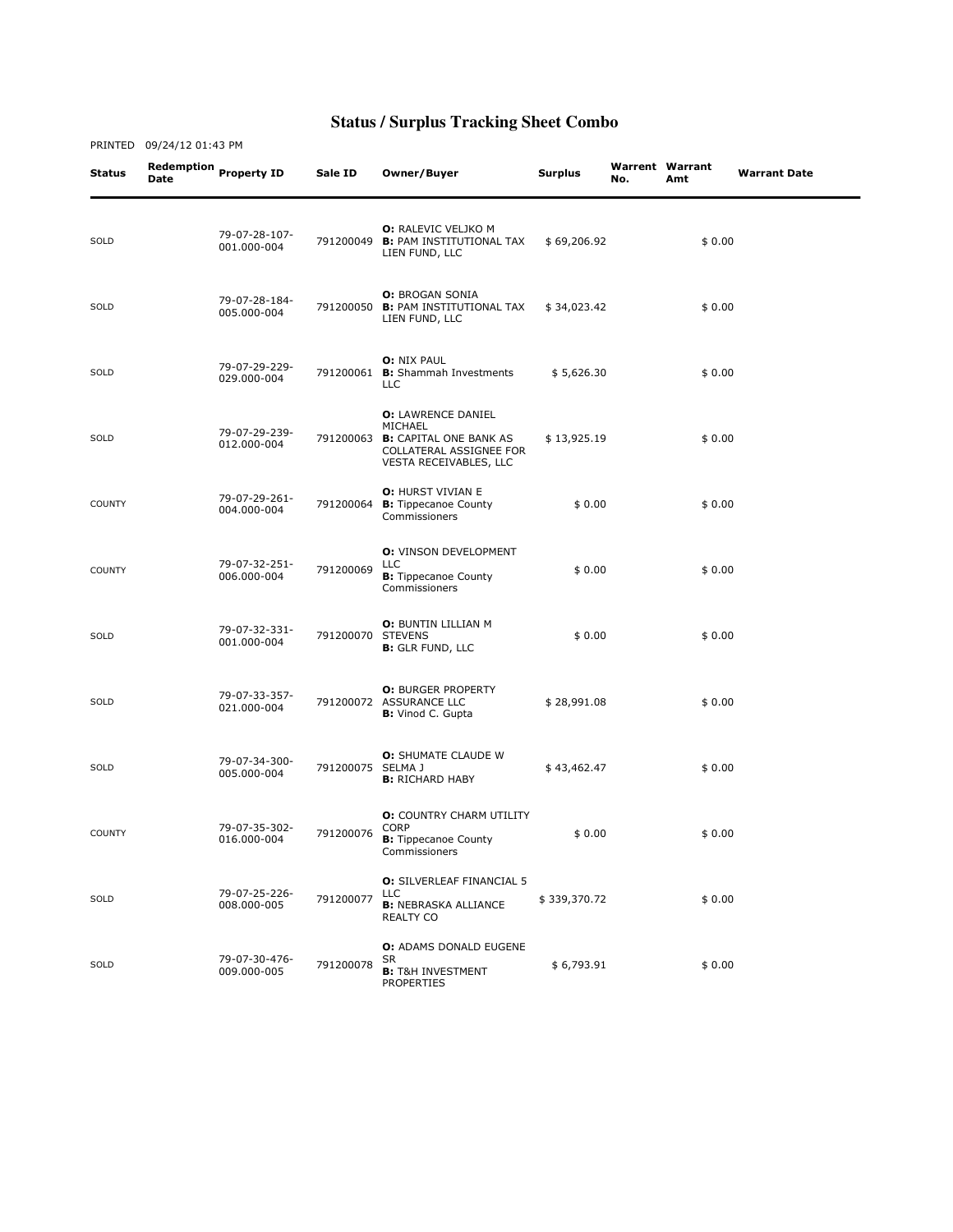# Status / Surplus Tracking Sheet Combo

PRINTED 09/24/12 01:43 PM

| Status | Redemption Date | Property ID | Sale ID | Owner/Buyer | Surplus | Warrent No. | Warrant Amt | Warrant Date |
|---|---|---|---|---|---|---|---|---|
| SOLD | | 79-07-28-107-001.000-004 | 791200049 | **O:** RALEVIC VELJKO M **B:** PAM INSTITUTIONAL TAX LIEN FUND, LLC | $ 69,206.92 | | $ 0.00 | |
| SOLD | | 79-07-28-184-005.000-004 | 791200050 | **O:** BROGAN SONIA **B:** PAM INSTITUTIONAL TAX LIEN FUND, LLC | $ 34,023.42 | | $ 0.00 | |
| SOLD | | 79-07-29-229-029.000-004 | 791200061 | **O:** NIX PAUL **B:** Shammah Investments LLC | $ 5,626.30 | | $ 0.00 | |
| SOLD | | 79-07-29-239-012.000-004 | 791200063 | **O:** LAWRENCE DANIEL MICHAEL **B:** CAPITAL ONE BANK AS COLLATERAL ASSIGNEE FOR VESTA RECEIVABLES, LLC | $ 13,925.19 | | $ 0.00 | |
| COUNTY | | 79-07-29-261-004.000-004 | 791200064 | **O:** HURST VIVIAN E **B:** Tippecanoe County Commissioners | $ 0.00 | | $ 0.00 | |
| COUNTY | | 79-07-32-251-006.000-004 | 791200069 | **O:** VINSON DEVELOPMENT LLC **B:** Tippecanoe County Commissioners | $ 0.00 | | $ 0.00 | |
| SOLD | | 79-07-32-331-001.000-004 | 791200070 | **O:** BUNTIN LILLIAN M STEVENS **B:** GLR FUND, LLC | $ 0.00 | | $ 0.00 | |
| SOLD | | 79-07-33-357-021.000-004 | 791200072 | **O:** BURGER PROPERTY ASSURANCE LLC **B:** Vinod C. Gupta | $ 28,991.08 | | $ 0.00 | |
| SOLD | | 79-07-34-300-005.000-004 | 791200075 | **O:** SHUMATE CLAUDE W SELMA J **B:** RICHARD HABY | $ 43,462.47 | | $ 0.00 | |
| COUNTY | | 79-07-35-302-016.000-004 | 791200076 | **O:** COUNTRY CHARM UTILITY CORP **B:** Tippecanoe County Commissioners | $ 0.00 | | $ 0.00 | |
| SOLD | | 79-07-25-226-008.000-005 | 791200077 | **O:** SILVERLEAF FINANCIAL 5 LLC **B:** NEBRASKA ALLIANCE REALTY CO | $ 339,370.72 | | $ 0.00 | |
| SOLD | | 79-07-30-476-009.000-005 | 791200078 | **O:** ADAMS DONALD EUGENE SR **B:** T&H INVESTMENT PROPERTIES | $ 6,793.91 | | $ 0.00 | |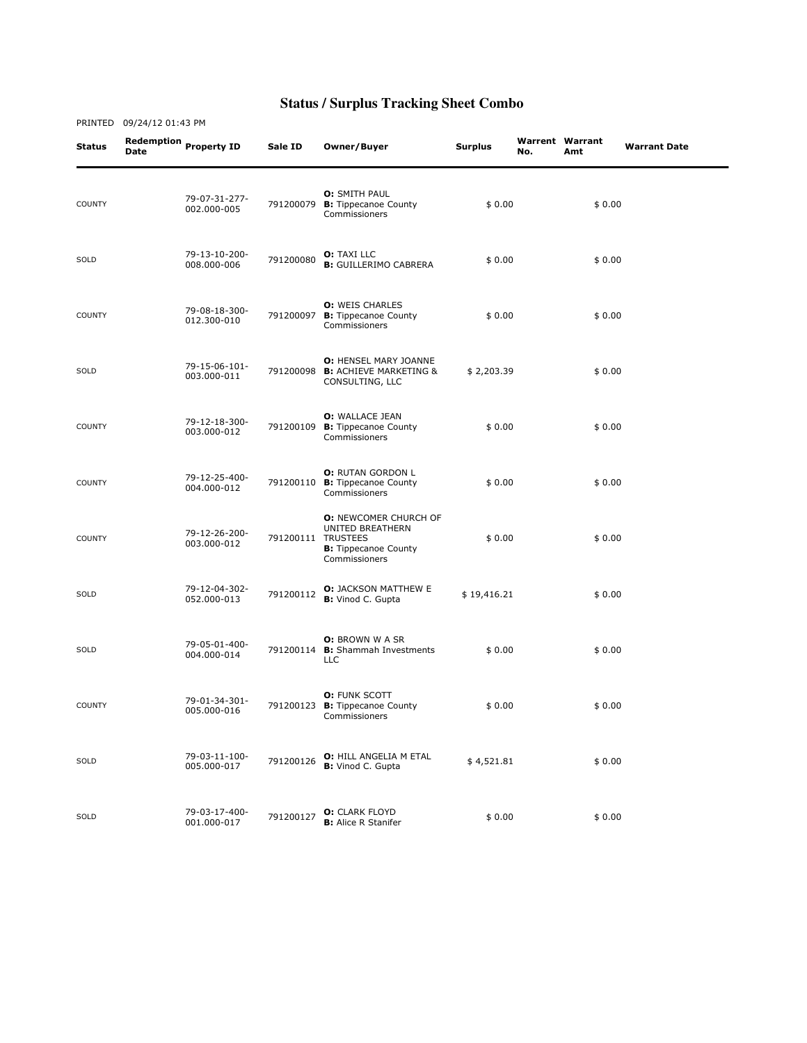# Status / Surplus Tracking Sheet Combo

PRINTED 09/24/12 01:43 PM

| Status | Redemption Date | Property ID | Sale ID | Owner/Buyer | Surplus | Warrent No. | Warrant Amt | Warrant Date |
|---|---|---|---|---|---|---|---|---|
| COUNTY | | 79-07-31-277-002.000-005 | 791200079 | **O:** SMITH PAUL **B:** Tippecanoe County Commissioners | $ 0.00 | | $ 0.00 | |
| SOLD | | 79-13-10-200-008.000-006 | 791200080 | **O:** TAXI LLC **B:** GUILLERIMO CABRERA | $ 0.00 | | $ 0.00 | |
| COUNTY | | 79-08-18-300-012.300-010 | 791200097 | **O:** WEIS CHARLES **B:** Tippecanoe County Commissioners | $ 0.00 | | $ 0.00 | |
| SOLD | | 79-15-06-101-003.000-011 | 791200098 | **O:** HENSEL MARY JOANNE **B:** ACHIEVE MARKETING & CONSULTING, LLC | $ 2,203.39 | | $ 0.00 | |
| COUNTY | | 79-12-18-300-003.000-012 | 791200109 | **O:** WALLACE JEAN **B:** Tippecanoe County Commissioners | $ 0.00 | | $ 0.00 | |
| COUNTY | | 79-12-25-400-004.000-012 | 791200110 | **O:** RUTAN GORDON L **B:** Tippecanoe County Commissioners | $ 0.00 | | $ 0.00 | |
| COUNTY | | 79-12-26-200-003.000-012 | 791200111 | **O:** NEWCOMER CHURCH OF UNITED BREATHERN TRUSTEES **B:** Tippecanoe County Commissioners | $ 0.00 | | $ 0.00 | |
| SOLD | | 79-12-04-302-052.000-013 | 791200112 | **O:** JACKSON MATTHEW E **B:** Vinod C. Gupta | $ 19,416.21 | | $ 0.00 | |
| SOLD | | 79-05-01-400-004.000-014 | 791200114 | **O:** BROWN W A SR **B:** Shammah Investments LLC | $ 0.00 | | $ 0.00 | |
| COUNTY | | 79-01-34-301-005.000-016 | 791200123 | **O:** FUNK SCOTT **B:** Tippecanoe County Commissioners | $ 0.00 | | $ 0.00 | |
| SOLD | | 79-03-11-100-005.000-017 | 791200126 | **O:** HILL ANGELIA M ETAL **B:** Vinod C. Gupta | $ 4,521.81 | | $ 0.00 | |
| SOLD | | 79-03-17-400-001.000-017 | 791200127 | **O:** CLARK FLOYD **B:** Alice R Stanifer | $ 0.00 | | $ 0.00 | |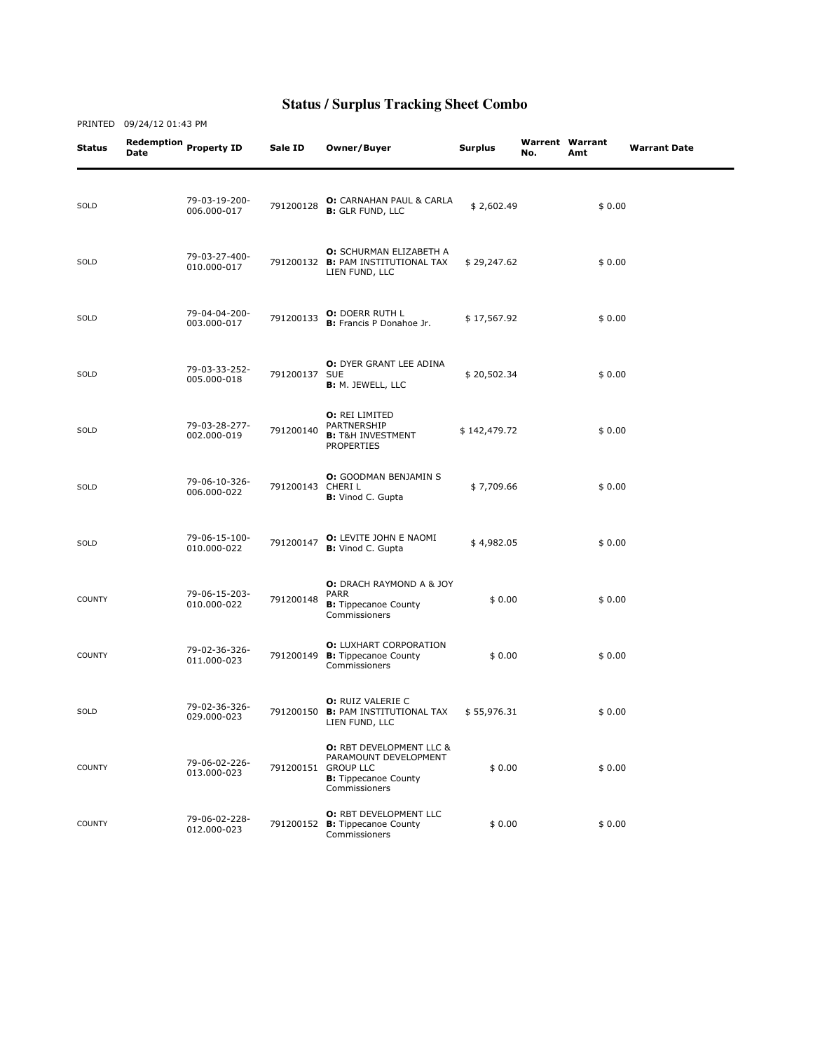# Status / Surplus Tracking Sheet Combo

PRINTED 09/24/12 01:43 PM

| Status | Redemption Date | Property ID | Sale ID | Owner/Buyer | Surplus | Warrent No. | Warrant Amt | Warrant Date |
|---|---|---|---|---|---|---|---|---|
| SOLD | | 79-03-19-200-006.000-017 | 791200128 | **O:** CARNAHAN PAUL & CARLA **B:** GLR FUND, LLC | $ 2,602.49 | | $ 0.00 | |
| SOLD | | 79-03-27-400-010.000-017 | 791200132 | **O:** SCHURMAN ELIZABETH A **B:** PAM INSTITUTIONAL TAX LIEN FUND, LLC | $ 29,247.62 | | $ 0.00 | |
| SOLD | | 79-04-04-200-003.000-017 | 791200133 | **O:** DOERR RUTH L **B:** Francis P Donahoe Jr. | $ 17,567.92 | | $ 0.00 | |
| SOLD | | 79-03-33-252-005.000-018 | 791200137 | **O:** DYER GRANT LEE ADINA SUE **B:** M. JEWELL, LLC | $ 20,502.34 | | $ 0.00 | |
| SOLD | | 79-03-28-277-002.000-019 | 791200140 | **O:** REI LIMITED PARTNERSHIP **B:** T&H INVESTMENT PROPERTIES | $ 142,479.72 | | $ 0.00 | |
| SOLD | | 79-06-10-326-006.000-022 | 791200143 | **O:** GOODMAN BENJAMIN S CHERI L **B:** Vinod C. Gupta | $ 7,709.66 | | $ 0.00 | |
| SOLD | | 79-06-15-100-010.000-022 | 791200147 | **O:** LEVITE JOHN E NAOMI **B:** Vinod C. Gupta | $ 4,982.05 | | $ 0.00 | |
| COUNTY | | 79-06-15-203-010.000-022 | 791200148 | **O:** DRACH RAYMOND A & JOY PARR **B:** Tippecanoe County Commissioners | $ 0.00 | | $ 0.00 | |
| COUNTY | | 79-02-36-326-011.000-023 | 791200149 | **O:** LUXHART CORPORATION **B:** Tippecanoe County Commissioners | $ 0.00 | | $ 0.00 | |
| SOLD | | 79-02-36-326-029.000-023 | 791200150 | **O:** RUIZ VALERIE C **B:** PAM INSTITUTIONAL TAX LIEN FUND, LLC | $ 55,976.31 | | $ 0.00 | |
| COUNTY | | 79-06-02-226-013.000-023 | 791200151 | **O:** RBT DEVELOPMENT LLC & PARAMOUNT DEVELOPMENT GROUP LLC **B:** Tippecanoe County Commissioners | $ 0.00 | | $ 0.00 | |
| COUNTY | | 79-06-02-228-012.000-023 | 791200152 | **O:** RBT DEVELOPMENT LLC **B:** Tippecanoe County Commissioners | $ 0.00 | | $ 0.00 | |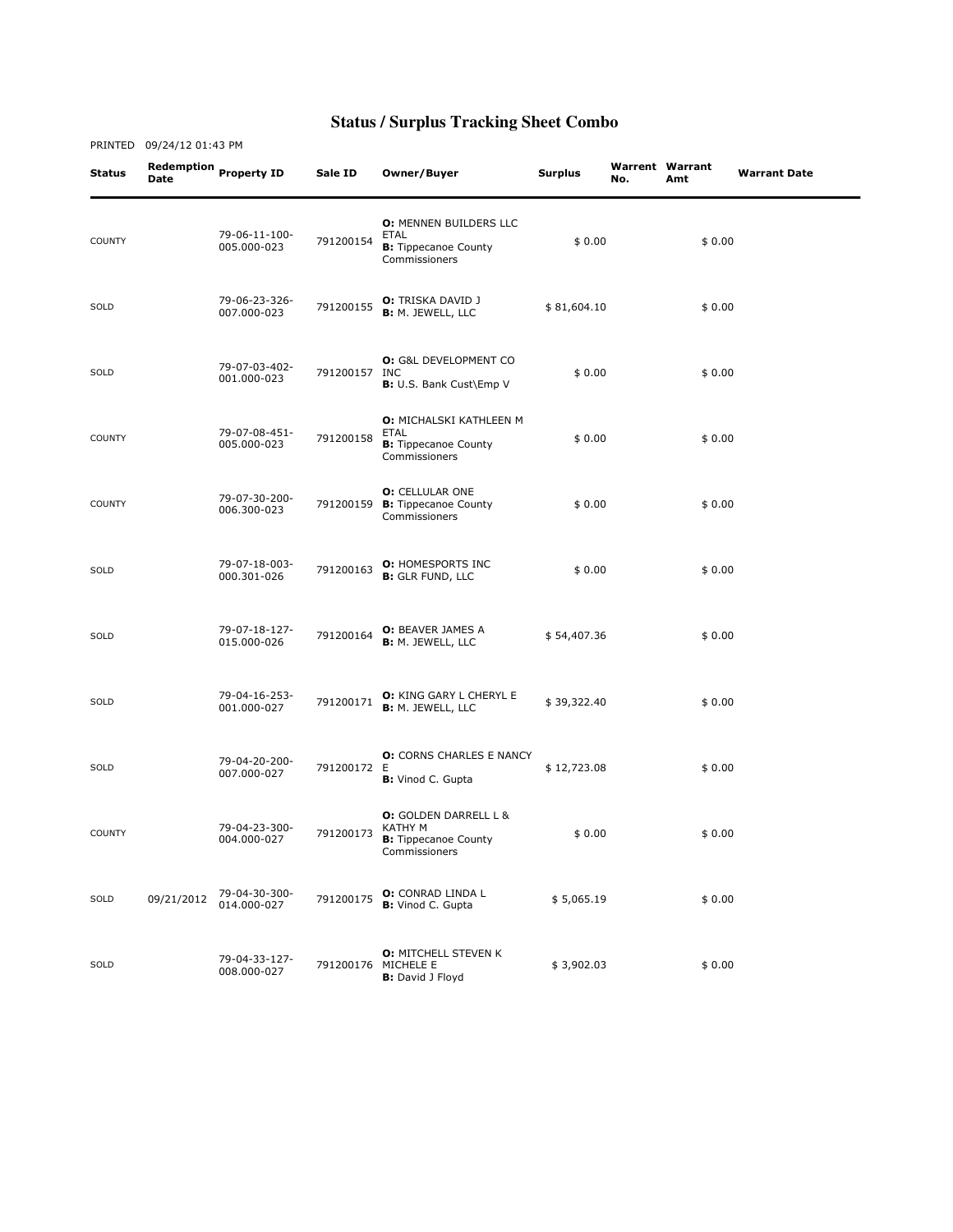# Status / Surplus Tracking Sheet Combo

PRINTED 09/24/12 01:43 PM

| Status | Redemption Date | Property ID | Sale ID | Owner/Buyer | Surplus | Warrent No. | Warrant Amt | Warrant Date |
|---|---|---|---|---|---|---|---|---|
| COUNTY | | 79-06-11-100-005.000-023 | 791200154 | **O:** MENNEN BUILDERS LLC ETAL **B:** Tippecanoe County Commissioners | $ 0.00 | | $ 0.00 | |
| SOLD | | 79-06-23-326-007.000-023 | 791200155 | **O:** TRISKA DAVID J **B:** M. JEWELL, LLC | $ 81,604.10 | | $ 0.00 | |
| SOLD | | 79-07-03-402-001.000-023 | 791200157 | **O:** G&L DEVELOPMENT CO INC **B:** U.S. Bank Cust\Emp V | $ 0.00 | | $ 0.00 | |
| COUNTY | | 79-07-08-451-005.000-023 | 791200158 | **O:** MICHALSKI KATHLEEN M ETAL **B:** Tippecanoe County Commissioners | $ 0.00 | | $ 0.00 | |
| COUNTY | | 79-07-30-200-006.300-023 | 791200159 | **O:** CELLULAR ONE **B:** Tippecanoe County Commissioners | $ 0.00 | | $ 0.00 | |
| SOLD | | 79-07-18-003-000.301-026 | 791200163 | **O:** HOMESPORTS INC **B:** GLR FUND, LLC | $ 0.00 | | $ 0.00 | |
| SOLD | | 79-07-18-127-015.000-026 | 791200164 | **O:** BEAVER JAMES A **B:** M. JEWELL, LLC | $ 54,407.36 | | $ 0.00 | |
| SOLD | | 79-04-16-253-001.000-027 | 791200171 | **O:** KING GARY L CHERYL E **B:** M. JEWELL, LLC | $ 39,322.40 | | $ 0.00 | |
| SOLD | | 79-04-20-200-007.000-027 | 791200172 | **O:** CORNS CHARLES E NANCY E **B:** Vinod C. Gupta | $ 12,723.08 | | $ 0.00 | |
| COUNTY | | 79-04-23-300-004.000-027 | 791200173 | **O:** GOLDEN DARRELL L & KATHY M **B:** Tippecanoe County Commissioners | $ 0.00 | | $ 0.00 | |
| SOLD | 09/21/2012 | 79-04-30-300-014.000-027 | 791200175 | **O:** CONRAD LINDA L **B:** Vinod C. Gupta | $ 5,065.19 | | $ 0.00 | |
| SOLD | | 79-04-33-127-008.000-027 | 791200176 | **O:** MITCHELL STEVEN K MICHELE E **B:** David J Floyd | $ 3,902.03 | | $ 0.00 | |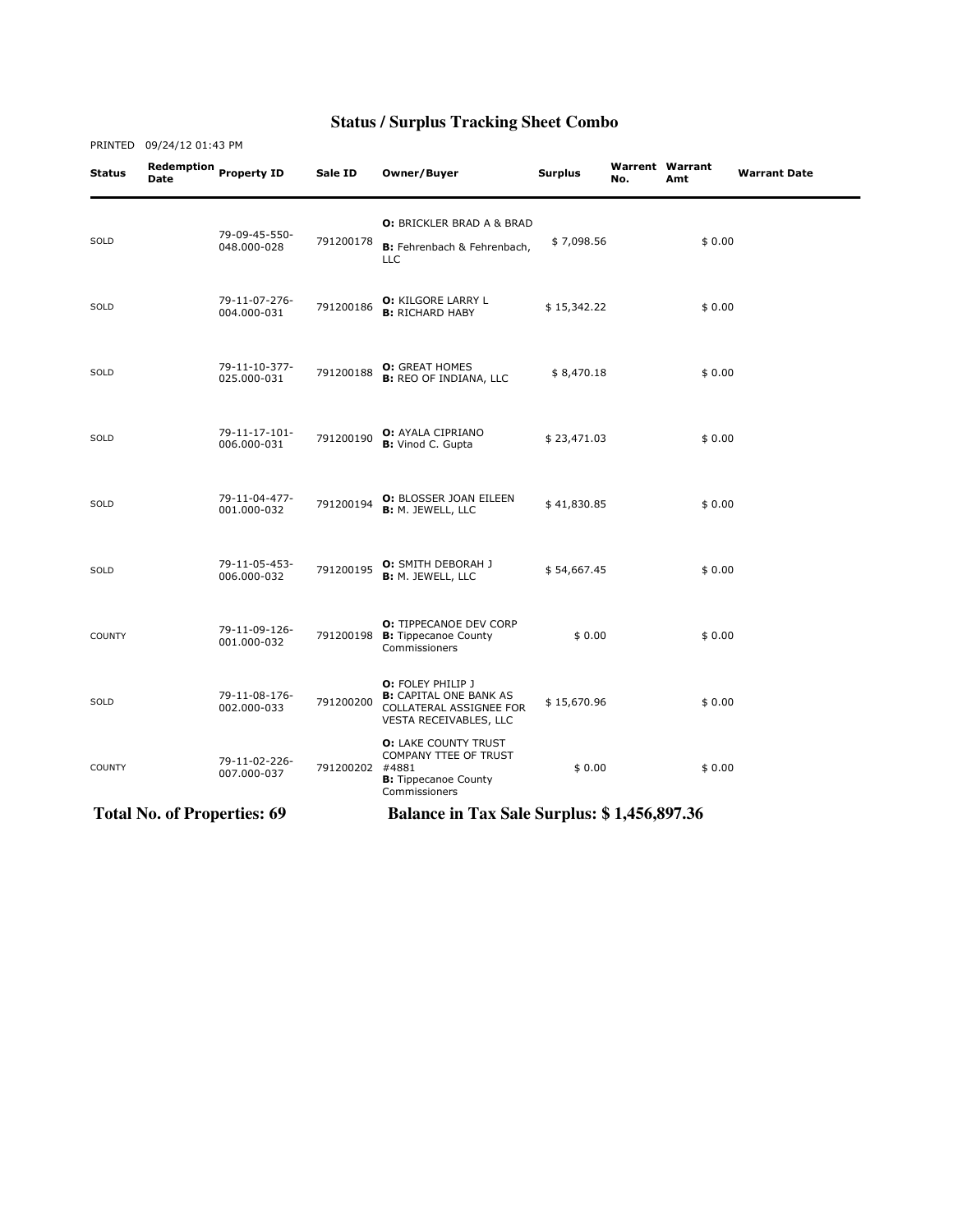# Status / Surplus Tracking Sheet Combo

PRINTED 09/24/12 01:43 PM

| Status | Redemption Date | Property ID | Sale ID | Owner/Buyer | Surplus | Warrent No. | Warrant Amt | Warrant Date |
|---|---|---|---|---|---|---|---|---|
| SOLD | | 79-09-45-550-048.000-028 | 791200178 | **O:** BRICKLER BRAD A & BRAD **B:** Fehrenbach & Fehrenbach, LLC | $ 7,098.56 | | $ 0.00 | |
| SOLD | | 79-11-07-276-004.000-031 | 791200186 | **O:** KILGORE LARRY L **B:** RICHARD HABY | $ 15,342.22 | | $ 0.00 | |
| SOLD | | 79-11-10-377-025.000-031 | 791200188 | **O:** GREAT HOMES **B:** REO OF INDIANA, LLC | $ 8,470.18 | | $ 0.00 | |
| SOLD | | 79-11-17-101-006.000-031 | 791200190 | **O:** AYALA CIPRIANO **B:** Vinod C. Gupta | $ 23,471.03 | | $ 0.00 | |
| SOLD | | 79-11-04-477-001.000-032 | 791200194 | **O:** BLOSSER JOAN EILEEN **B:** M. JEWELL, LLC | $ 41,830.85 | | $ 0.00 | |
| SOLD | | 79-11-05-453-006.000-032 | 791200195 | **O:** SMITH DEBORAH J **B:** M. JEWELL, LLC | $ 54,667.45 | | $ 0.00 | |
| COUNTY | | 79-11-09-126-001.000-032 | 791200198 | **O:** TIPPECANOE DEV CORP **B:** Tippecanoe County Commissioners | $ 0.00 | | $ 0.00 | |
| SOLD | | 79-11-08-176-002.000-033 | 791200200 | **O:** FOLEY PHILIP J **B:** CAPITAL ONE BANK AS COLLATERAL ASSIGNEE FOR VESTA RECEIVABLES, LLC | $ 15,670.96 | | $ 0.00 | |
| COUNTY | | 79-11-02-226-007.000-037 | 791200202 | **O:** LAKE COUNTY TRUST COMPANY TTEE OF TRUST #4881 **B:** Tippecanoe County Commissioners | $ 0.00 | | $ 0.00 | |

**Total No. of Properties: 69**

**Balance in Tax Sale Surplus: $ 1,456,897.36**